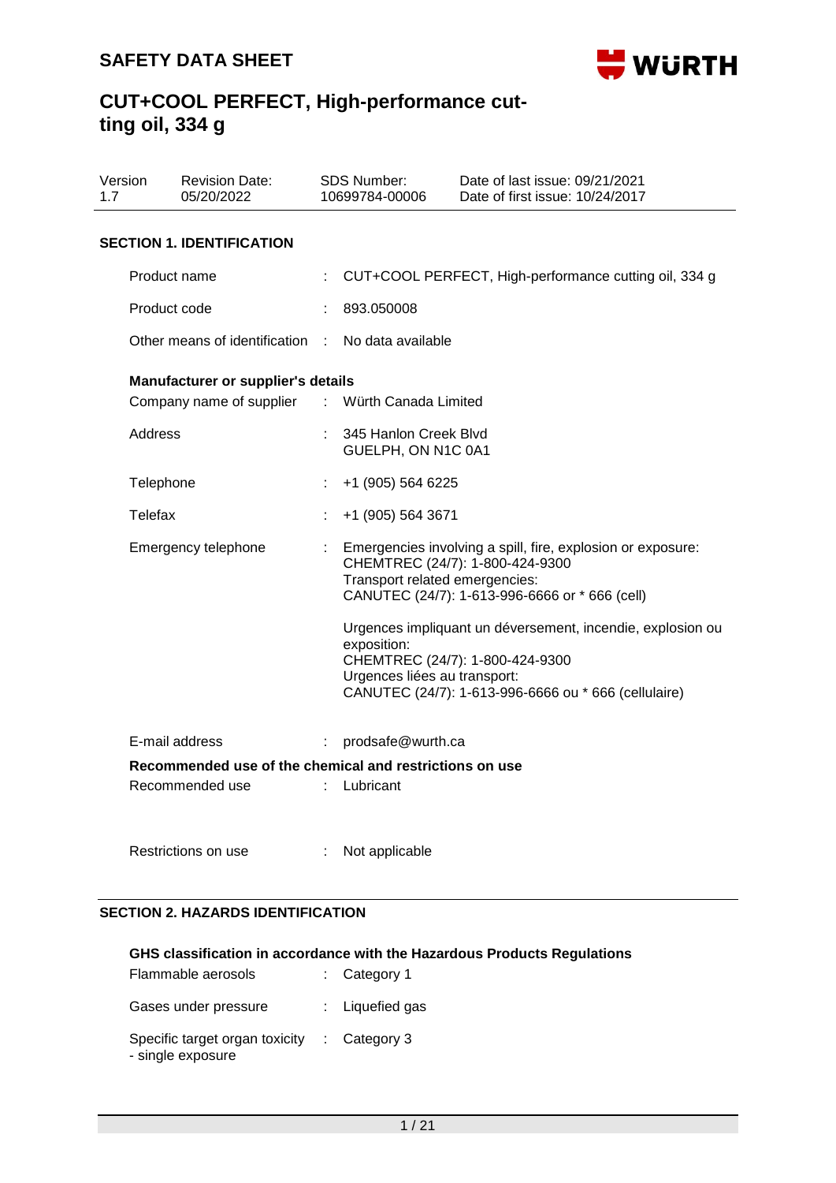# SAFETY DATA SHEET

# CUT+COOL PERFECT, High-performance cutting oil, 334 g

| Version | Revision Date: | SDS Number: | Date of last issue: 09/21/2021 |
|---|---|---|---|
| 1.7 | 05/20/2022 | 10699784-00006 | Date of first issue: 10/24/2017 |

## SECTION 1. IDENTIFICATION

Product name : CUT+COOL PERFECT, High-performance cutting oil, 334 g

Product code : 893.050008

Other means of identification : No data available

### Manufacturer or supplier's details

Company name of supplier : Würth Canada Limited

Address : 345 Hanlon Creek Blvd
GUELPH, ON N1C 0A1

Telephone : +1 (905) 564 6225

Telefax : +1 (905) 564 3671

Emergency telephone : Emergencies involving a spill, fire, explosion or exposure:
CHEMTREC (24/7): 1-800-424-9300
Transport related emergencies:
CANUTEC (24/7): 1-613-996-6666 or * 666 (cell)

Urgences impliquant un déversement, incendie, explosion ou exposition:
CHEMTREC (24/7): 1-800-424-9300
Urgences liées au transport:
CANUTEC (24/7): 1-613-996-6666 ou * 666 (cellulaire)

E-mail address : prodsafe@wurth.ca

### Recommended use of the chemical and restrictions on use

Recommended use : Lubricant

Restrictions on use : Not applicable

## SECTION 2. HAZARDS IDENTIFICATION

### GHS classification in accordance with the Hazardous Products Regulations

Flammable aerosols : Category 1

Gases under pressure : Liquefied gas

Specific target organ toxicity - single exposure : Category 3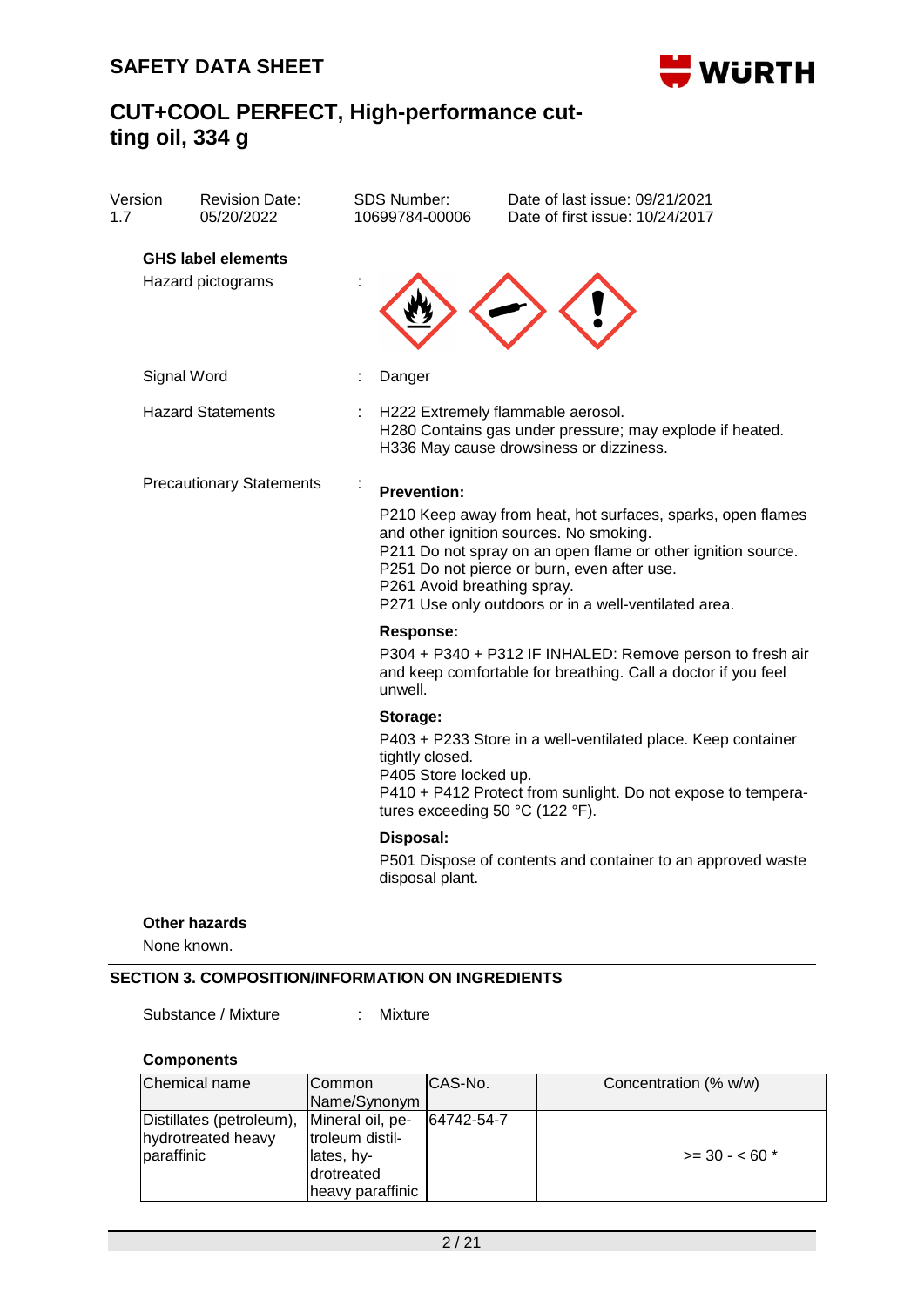| Version 1.7 | Revision Date: 05/20/2022 | SDS Number: 10699784-00006 | Date of last issue: 09/21/2021<br>Date of first issue: 10/24/2017 |
|---|---|---|---|

**GHS label elements**

Hazard pictograms :

Signal Word : Danger

Hazard Statements : H222 Extremely flammable aerosol.
H280 Contains gas under pressure; may explode if heated.
H336 May cause drowsiness or dizziness.

Precautionary Statements :

**Prevention:**

P210 Keep away from heat, hot surfaces, sparks, open flames and other ignition sources. No smoking.
P211 Do not spray on an open flame or other ignition source.
P251 Do not pierce or burn, even after use.
P261 Avoid breathing spray.
P271 Use only outdoors or in a well-ventilated area.

**Response:**

P304 + P340 + P312 IF INHALED: Remove person to fresh air and keep comfortable for breathing. Call a doctor if you feel unwell.

**Storage:**

P403 + P233 Store in a well-ventilated place. Keep container tightly closed.
P405 Store locked up.
P410 + P412 Protect from sunlight. Do not expose to temperatures exceeding 50 °C (122 °F).

**Disposal:**

P501 Dispose of contents and container to an approved waste disposal plant.

**Other hazards**

None known.

## SECTION 3. COMPOSITION/INFORMATION ON INGREDIENTS

Substance / Mixture : Mixture

**Components**

| Chemical name | Common Name/Synonym | CAS-No. | Concentration (% w/w) |
|---|---|---|---|
| Distillates (petroleum), hydrotreated heavy paraffinic | Mineral oil, petroleum distillates, hydrotreated heavy paraffinic | 64742-54-7 | >= 30 - < 60 * |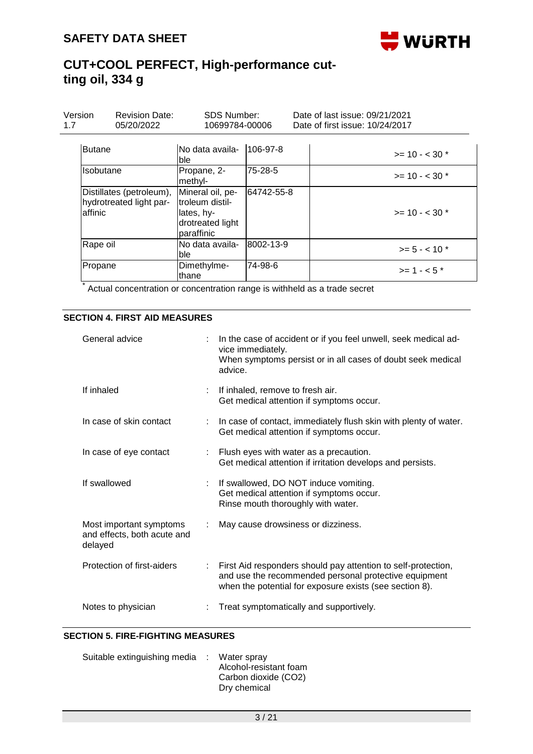| Butane | No data available | 106-97-8 | >= 10 - < 30 * |
|---|---|---|---|
| Isobutane | Propane, 2-methyl- | 75-28-5 | >= 10 - < 30 * |
| Distillates (petroleum), hydrotreated light paraffinic | Mineral oil, petroleum distillates, hydrotreated light paraffinic | 64742-55-8 | >= 10 - < 30 * |
| Rape oil | No data available | 8002-13-9 | >= 5 - < 10 * |
| Propane | Dimethylmethane | 74-98-6 | >= 1 - < 5 * |

* Actual concentration or concentration range is withheld as a trade secret

## SECTION 4. FIRST AID MEASURES

General advice : In the case of accident or if you feel unwell, seek medical advice immediately.
When symptoms persist or in all cases of doubt seek medical advice.

If inhaled : If inhaled, remove to fresh air.
Get medical attention if symptoms occur.

In case of skin contact : In case of contact, immediately flush skin with plenty of water.
Get medical attention if symptoms occur.

In case of eye contact : Flush eyes with water as a precaution.
Get medical attention if irritation develops and persists.

If swallowed : If swallowed, DO NOT induce vomiting.
Get medical attention if symptoms occur.
Rinse mouth thoroughly with water.

Most important symptoms and effects, both acute and delayed : May cause drowsiness or dizziness.

Protection of first-aiders : First Aid responders should pay attention to self-protection, and use the recommended personal protective equipment when the potential for exposure exists (see section 8).

Notes to physician : Treat symptomatically and supportively.

## SECTION 5. FIRE-FIGHTING MEASURES

Suitable extinguishing media : Water spray
Alcohol-resistant foam
Carbon dioxide ($CO_2$)
Dry chemical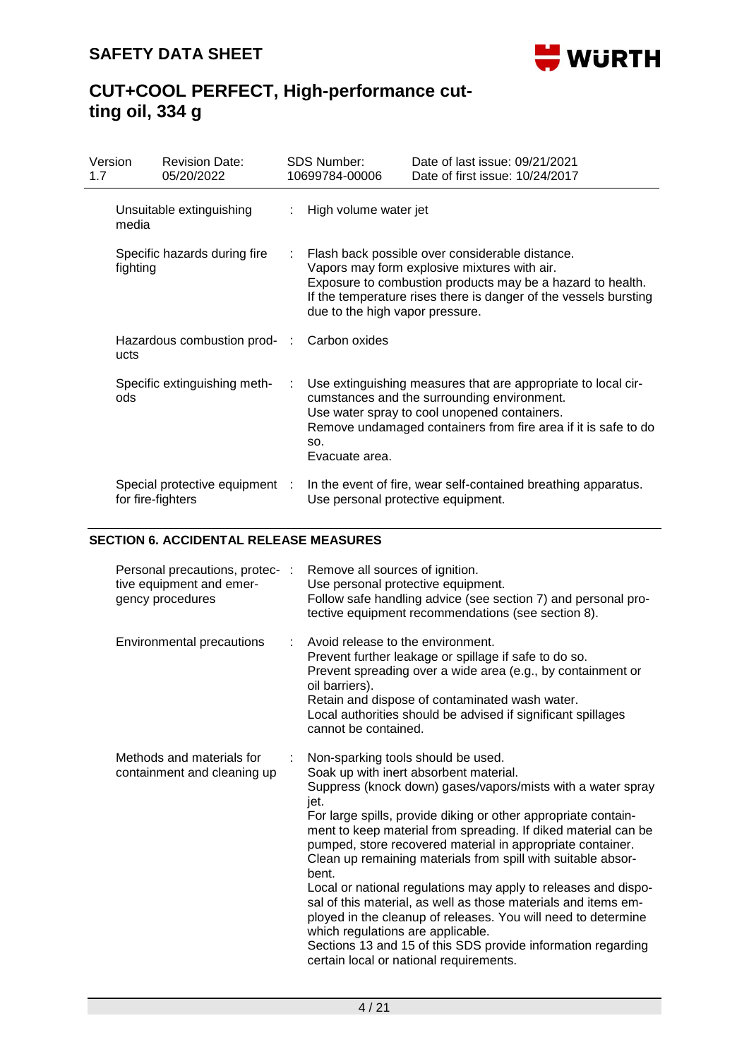| Version 1.7 | Revision Date: 05/20/2022 | SDS Number: 10699784-00006 | Date of last issue: 09/21/2021 Date of first issue: 10/24/2017 |
|---|---|---|---|

| | |
|---|---|
| Unsuitable extinguishing media | : High volume water jet |
| Specific hazards during fire fighting | : Flash back possible over considerable distance. Vapors may form explosive mixtures with air. Exposure to combustion products may be a hazard to health. If the temperature rises there is danger of the vessels bursting due to the high vapor pressure. |
| Hazardous combustion products | : Carbon oxides |
| Specific extinguishing methods | : Use extinguishing measures that are appropriate to local circumstances and the surrounding environment. Use water spray to cool unopened containers. Remove undamaged containers from fire area if it is safe to do so. Evacuate area. |
| Special protective equipment for fire-fighters | : In the event of fire, wear self-contained breathing apparatus. Use personal protective equipment. |

## SECTION 6. ACCIDENTAL RELEASE MEASURES

| | |
|---|---|
| Personal precautions, protective equipment and emergency procedures | : Remove all sources of ignition. Use personal protective equipment. Follow safe handling advice (see section 7) and personal protective equipment recommendations (see section 8). |
| Environmental precautions | : Avoid release to the environment. Prevent further leakage or spillage if safe to do so. Prevent spreading over a wide area (e.g., by containment or oil barriers). Retain and dispose of contaminated wash water. Local authorities should be advised if significant spillages cannot be contained. |
| Methods and materials for containment and cleaning up | : Non-sparking tools should be used. Soak up with inert absorbent material. Suppress (knock down) gases/vapors/mists with a water spray jet. For large spills, provide diking or other appropriate containment to keep material from spreading. If diked material can be pumped, store recovered material in appropriate container. Clean up remaining materials from spill with suitable absorbent. Local or national regulations may apply to releases and disposal of this material, as well as those materials and items employed in the cleanup of releases. You will need to determine which regulations are applicable. Sections 13 and 15 of this SDS provide information regarding certain local or national requirements. |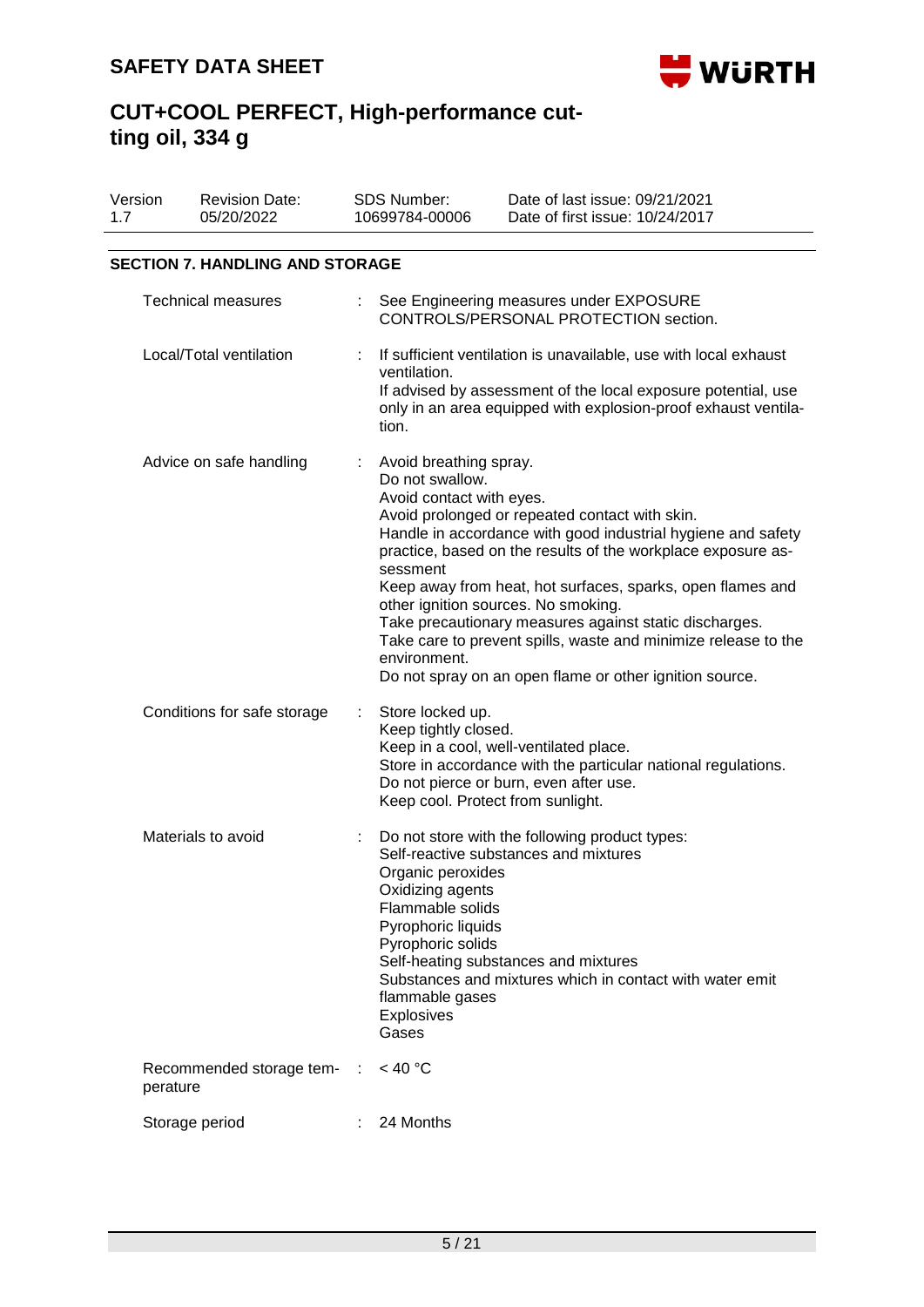## SECTION 7. HANDLING AND STORAGE

| | |
|---|---|
| Technical measures | See Engineering measures under EXPOSURE CONTROLS/PERSONAL PROTECTION section. |
| Local/Total ventilation | If sufficient ventilation is unavailable, use with local exhaust ventilation.<br>If advised by assessment of the local exposure potential, use only in an area equipped with explosion-proof exhaust ventilation. |
| Advice on safe handling | Avoid breathing spray.<br>Do not swallow.<br>Avoid contact with eyes.<br>Avoid prolonged or repeated contact with skin.<br>Handle in accordance with good industrial hygiene and safety practice, based on the results of the workplace exposure assessment<br>Keep away from heat, hot surfaces, sparks, open flames and other ignition sources. No smoking.<br>Take precautionary measures against static discharges.<br>Take care to prevent spills, waste and minimize release to the environment.<br>Do not spray on an open flame or other ignition source. |
| Conditions for safe storage | Store locked up.<br>Keep tightly closed.<br>Keep in a cool, well-ventilated place.<br>Store in accordance with the particular national regulations.<br>Do not pierce or burn, even after use.<br>Keep cool. Protect from sunlight. |
| Materials to avoid | Do not store with the following product types:<br>Self-reactive substances and mixtures<br>Organic peroxides<br>Oxidizing agents<br>Flammable solids<br>Pyrophoric liquids<br>Pyrophoric solids<br>Self-heating substances and mixtures<br>Substances and mixtures which in contact with water emit flammable gases<br>Explosives<br>Gases |
| Recommended storage temperature | < 40 °C |
| Storage period | 24 Months |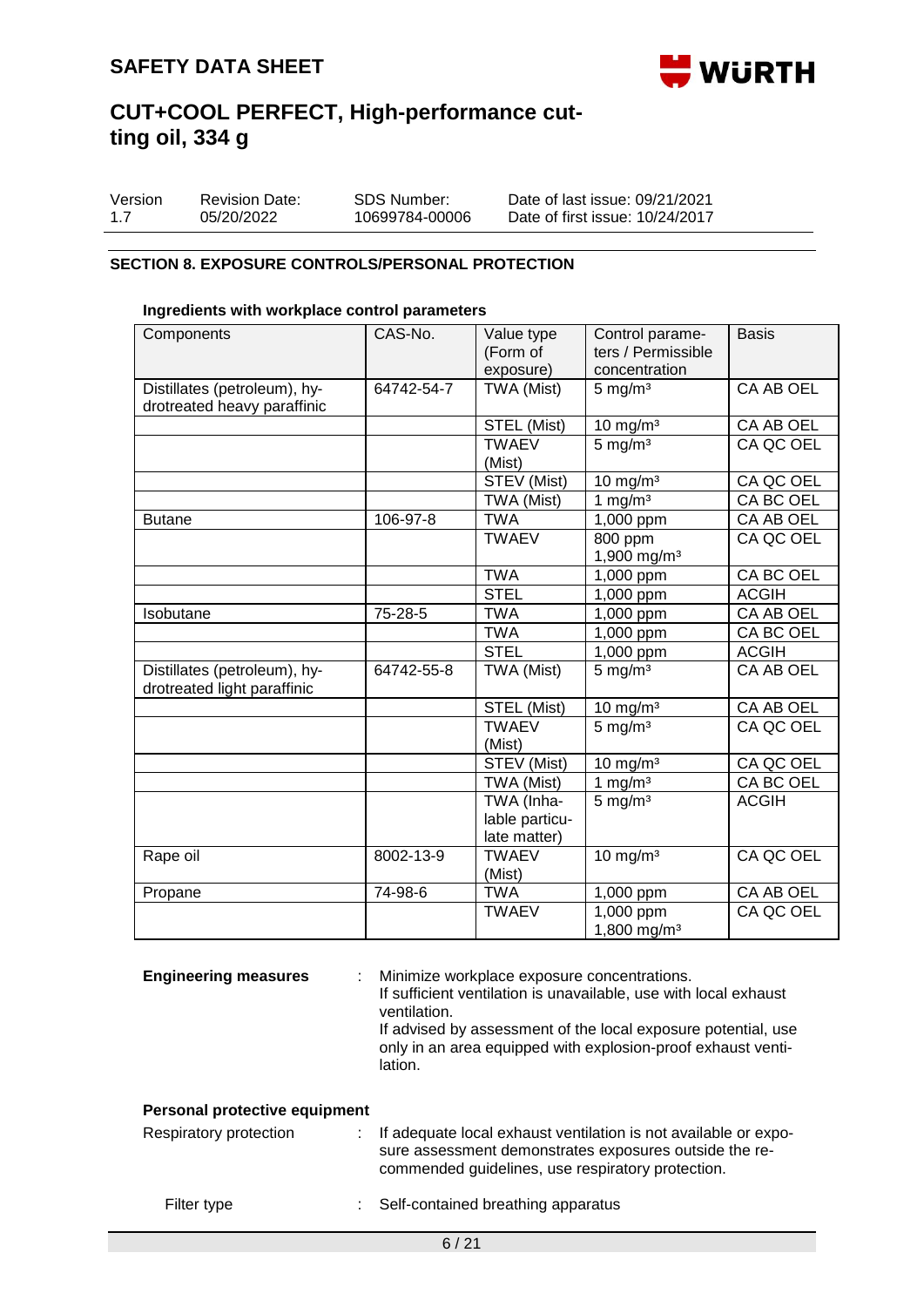## SECTION 8. EXPOSURE CONTROLS/PERSONAL PROTECTION

### Ingredients with workplace control parameters

| Components | CAS-No. | Value type (Form of exposure) | Control parameters / Permissible concentration | Basis |
|---|---|---|---|---|
| Distillates (petroleum), hydrotreated heavy paraffinic | 64742-54-7 | TWA (Mist) | 5 mg/m³ | CA AB OEL |
| | | STEL (Mist) | 10 mg/m³ | CA AB OEL |
| | | TWAEV (Mist) | 5 mg/m³ | CA QC OEL |
| | | STEV (Mist) | 10 mg/m³ | CA QC OEL |
| | | TWA (Mist) | 1 mg/m³ | CA BC OEL |
| Butane | 106-97-8 | TWA | 1,000 ppm | CA AB OEL |
| | | TWAEV | 800 ppm<br>1,900 mg/m³ | CA QC OEL |
| | | TWA | 1,000 ppm | CA BC OEL |
| | | STEL | 1,000 ppm | ACGIH |
| Isobutane | 75-28-5 | TWA | 1,000 ppm | CA AB OEL |
| | | TWA | 1,000 ppm | CA BC OEL |
| | | STEL | 1,000 ppm | ACGIH |
| Distillates (petroleum), hydrotreated light paraffinic | 64742-55-8 | TWA (Mist) | 5 mg/m³ | CA AB OEL |
| | | STEL (Mist) | 10 mg/m³ | CA AB OEL |
| | | TWAEV (Mist) | 5 mg/m³ | CA QC OEL |
| | | STEV (Mist) | 10 mg/m³ | CA QC OEL |
| | | TWA (Mist) | 1 mg/m³ | CA BC OEL |
| | | TWA (Inhalable particulate matter) | 5 mg/m³ | ACGIH |
| Rape oil | 8002-13-9 | TWAEV (Mist) | 10 mg/m³ | CA QC OEL |
| Propane | 74-98-6 | TWA | 1,000 ppm | CA AB OEL |
| | | TWAEV | 1,000 ppm<br>1,800 mg/m³ | CA QC OEL |

**Engineering measures** : Minimize workplace exposure concentrations.
If sufficient ventilation is unavailable, use with local exhaust ventilation.
If advised by assessment of the local exposure potential, use only in an area equipped with explosion-proof exhaust ventilation.

### Personal protective equipment

Respiratory protection : If adequate local exhaust ventilation is not available or exposure assessment demonstrates exposures outside the recommended guidelines, use respiratory protection.

Filter type : Self-contained breathing apparatus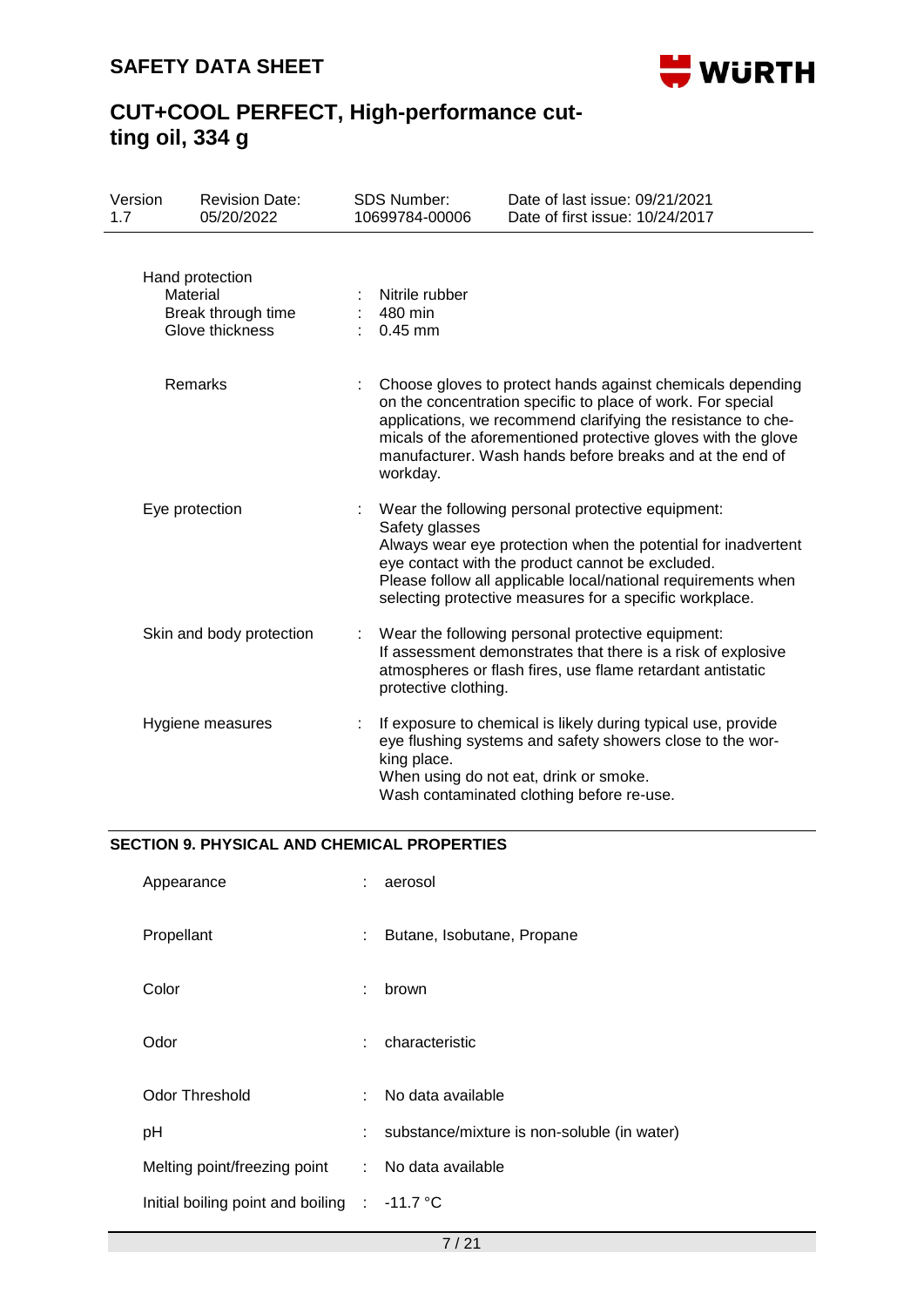Hand protection

| | | |
|---|---|---|
| Material | : | Nitrile rubber |
| Break through time | : | 480 min |
| Glove thickness | : | 0.45 mm |
| Remarks | : | Choose gloves to protect hands against chemicals depending on the concentration specific to place of work. For special applications, we recommend clarifying the resistance to chemicals of the aforementioned protective gloves with the glove manufacturer. Wash hands before breaks and at the end of workday. |

| | | |
|---|---|---|
| Eye protection | : | Wear the following personal protective equipment:<br>Safety glasses<br>Always wear eye protection when the potential for inadvertent eye contact with the product cannot be excluded.<br>Please follow all applicable local/national requirements when selecting protective measures for a specific workplace. |
| Skin and body protection | : | Wear the following personal protective equipment:<br>If assessment demonstrates that there is a risk of explosive atmospheres or flash fires, use flame retardant antistatic protective clothing. |
| Hygiene measures | : | If exposure to chemical is likely during typical use, provide eye flushing systems and safety showers close to the working place.<br>When using do not eat, drink or smoke.<br>Wash contaminated clothing before re-use. |

## SECTION 9. PHYSICAL AND CHEMICAL PROPERTIES

| | | |
|---|---|---|
| Appearance | : | aerosol |
| Propellant | : | Butane, Isobutane, Propane |
| Color | : | brown |
| Odor | : | characteristic |
| Odor Threshold | : | No data available |
| pH | : | substance/mixture is non-soluble (in water) |
| Melting point/freezing point | : | No data available |
| Initial boiling point and boiling | : | -11.7 °C |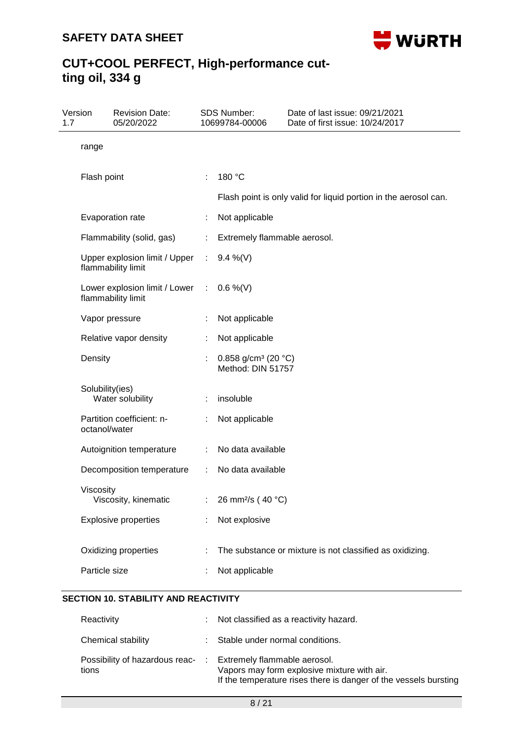| Version 1.7 | Revision Date: 05/20/2022 | SDS Number: 10699784-00006 | Date of last issue: 09/21/2021<br>Date of first issue: 10/24/2017 |
|---|---|---|---|

range

| | | |
|---|---|---|
| Flash point | : | 180 °C<br><br>Flash point is only valid for liquid portion in the aerosol can. |
| Evaporation rate | : | Not applicable |
| Flammability (solid, gas) | : | Extremely flammable aerosol. |
| Upper explosion limit / Upper flammability limit | : | 9.4 %(V) |
| Lower explosion limit / Lower flammability limit | : | 0.6 %(V) |
| Vapor pressure | : | Not applicable |
| Relative vapor density | : | Not applicable |
| Density | : | 0.858 g/cm³ (20 °C)<br>Method: DIN 51757 |
| Solubility(ies)<br>Water solubility | : | insoluble |
| Partition coefficient: n-octanol/water | : | Not applicable |
| Autoignition temperature | : | No data available |
| Decomposition temperature | : | No data available |
| Viscosity<br>Viscosity, kinematic | : | 26 mm²/s ( 40 °C) |
| Explosive properties | : | Not explosive |
| Oxidizing properties | : | The substance or mixture is not classified as oxidizing. |
| Particle size | : | Not applicable |

## SECTION 10. STABILITY AND REACTIVITY

| | | |
|---|---|---|
| Reactivity | : | Not classified as a reactivity hazard. |
| Chemical stability | : | Stable under normal conditions. |
| Possibility of hazardous reactions | : | Extremely flammable aerosol.<br>Vapors may form explosive mixture with air.<br>If the temperature rises there is danger of the vessels bursting |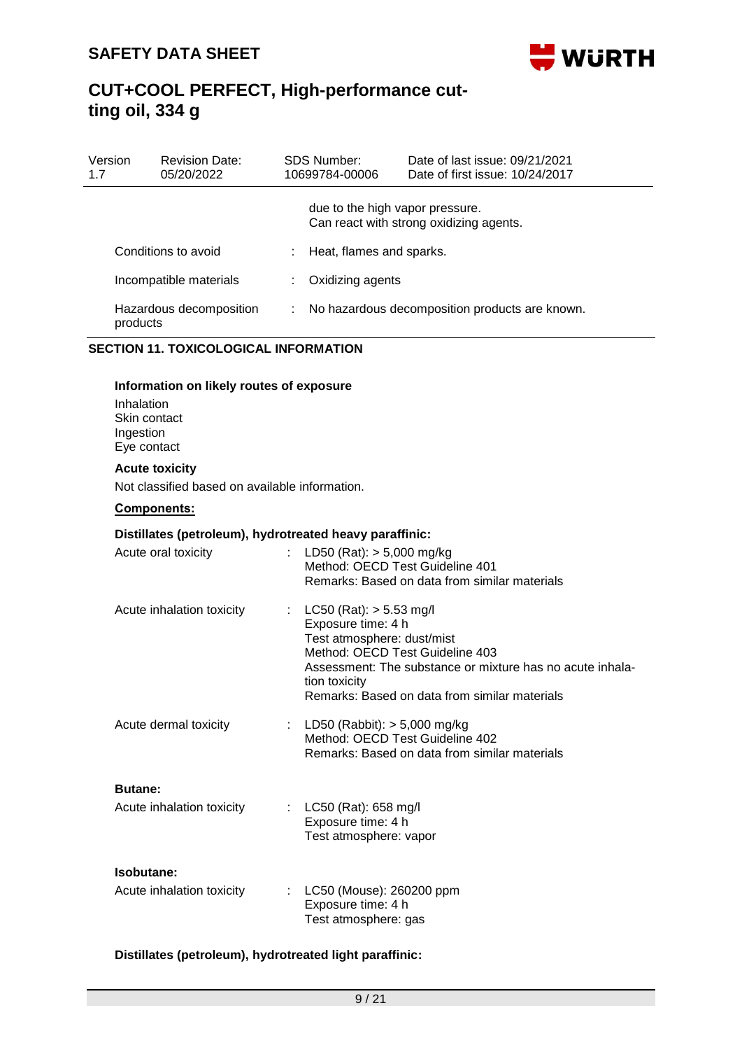| | |
|---|---|
| | due to the high vapor pressure. Can react with strong oxidizing agents. |
| Conditions to avoid | : Heat, flames and sparks. |
| Incompatible materials | : Oxidizing agents |
| Hazardous decomposition products | : No hazardous decomposition products are known. |

## SECTION 11. TOXICOLOGICAL INFORMATION

**Information on likely routes of exposure**

Inhalation
Skin contact
Ingestion
Eye contact

**Acute toxicity**

Not classified based on available information.

**Components:**

**Distillates (petroleum), hydrotreated heavy paraffinic:**

| | |
|---|---|
| Acute oral toxicity | : LD50 (Rat): > 5,000 mg/kg<br>Method: OECD Test Guideline 401<br>Remarks: Based on data from similar materials |
| Acute inhalation toxicity | : LC50 (Rat): > 5.53 mg/l<br>Exposure time: 4 h<br>Test atmosphere: dust/mist<br>Method: OECD Test Guideline 403<br>Assessment: The substance or mixture has no acute inhalation toxicity<br>Remarks: Based on data from similar materials |
| Acute dermal toxicity | : LD50 (Rabbit): > 5,000 mg/kg<br>Method: OECD Test Guideline 402<br>Remarks: Based on data from similar materials |

**Butane:**

| | |
|---|---|
| Acute inhalation toxicity | : LC50 (Rat): 658 mg/l<br>Exposure time: 4 h<br>Test atmosphere: vapor |

**Isobutane:**

| | |
|---|---|
| Acute inhalation toxicity | : LC50 (Mouse): 260200 ppm<br>Exposure time: 4 h<br>Test atmosphere: gas |

**Distillates (petroleum), hydrotreated light paraffinic:**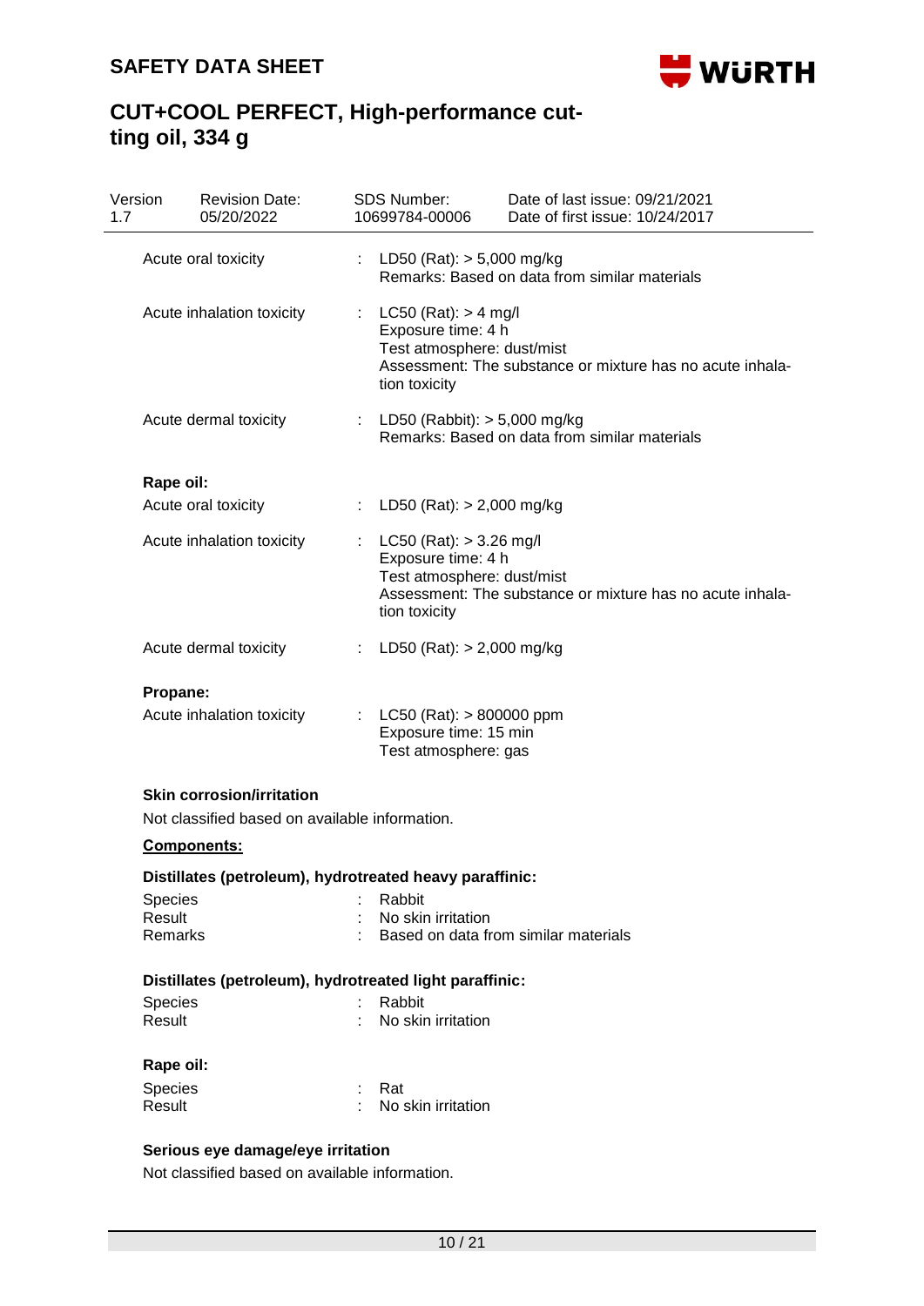Acute oral toxicity : LD50 (Rat): > 5,000 mg/kg
Remarks: Based on data from similar materials

Acute inhalation toxicity : LC50 (Rat): > 4 mg/l
Exposure time: 4 h
Test atmosphere: dust/mist
Assessment: The substance or mixture has no acute inhalation toxicity

Acute dermal toxicity : LD50 (Rabbit): > 5,000 mg/kg
Remarks: Based on data from similar materials

**Rape oil:**

Acute oral toxicity : LD50 (Rat): > 2,000 mg/kg

Acute inhalation toxicity : LC50 (Rat): > 3.26 mg/l
Exposure time: 4 h
Test atmosphere: dust/mist
Assessment: The substance or mixture has no acute inhalation toxicity

Acute dermal toxicity : LD50 (Rat): > 2,000 mg/kg

**Propane:**

Acute inhalation toxicity : LC50 (Rat): > 800000 ppm
Exposure time: 15 min
Test atmosphere: gas

**Skin corrosion/irritation**

Not classified based on available information.

**Components:**

**Distillates (petroleum), hydrotreated heavy paraffinic:**

Species : Rabbit
Result : No skin irritation
Remarks : Based on data from similar materials

**Distillates (petroleum), hydrotreated light paraffinic:**

Species : Rabbit
Result : No skin irritation

**Rape oil:**

Species : Rat
Result : No skin irritation

**Serious eye damage/eye irritation**

Not classified based on available information.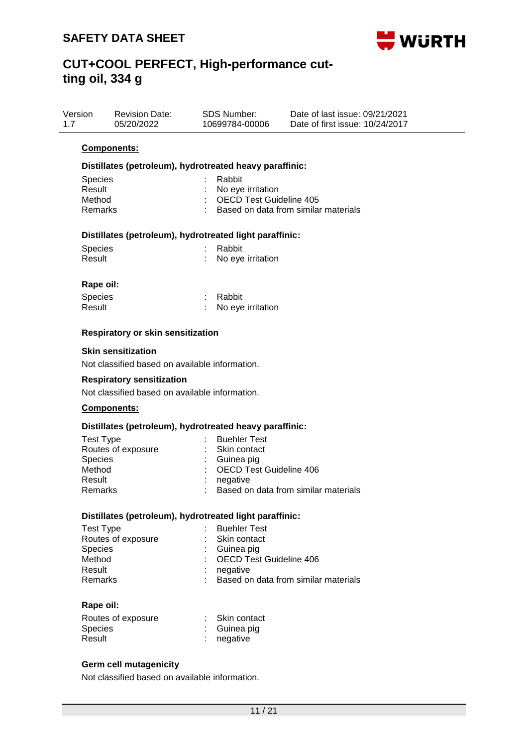**Components:**

**Distillates (petroleum), hydrotreated heavy paraffinic:**

| | | |
|---|---|---|
| Species | : | Rabbit |
| Result | : | No eye irritation |
| Method | : | OECD Test Guideline 405 |
| Remarks | : | Based on data from similar materials |

**Distillates (petroleum), hydrotreated light paraffinic:**

| | | |
|---|---|---|
| Species | : | Rabbit |
| Result | : | No eye irritation |

**Rape oil:**

| | | |
|---|---|---|
| Species | : | Rabbit |
| Result | : | No eye irritation |

### Respiratory or skin sensitization

**Skin sensitization**

Not classified based on available information.

**Respiratory sensitization**

Not classified based on available information.

**Components:**

**Distillates (petroleum), hydrotreated heavy paraffinic:**

| | | |
|---|---|---|
| Test Type | : | Buehler Test |
| Routes of exposure | : | Skin contact |
| Species | : | Guinea pig |
| Method | : | OECD Test Guideline 406 |
| Result | : | negative |
| Remarks | : | Based on data from similar materials |

**Distillates (petroleum), hydrotreated light paraffinic:**

| | | |
|---|---|---|
| Test Type | : | Buehler Test |
| Routes of exposure | : | Skin contact |
| Species | : | Guinea pig |
| Method | : | OECD Test Guideline 406 |
| Result | : | negative |
| Remarks | : | Based on data from similar materials |

**Rape oil:**

| | | |
|---|---|---|
| Routes of exposure | : | Skin contact |
| Species | : | Guinea pig |
| Result | : | negative |

### Germ cell mutagenicity

Not classified based on available information.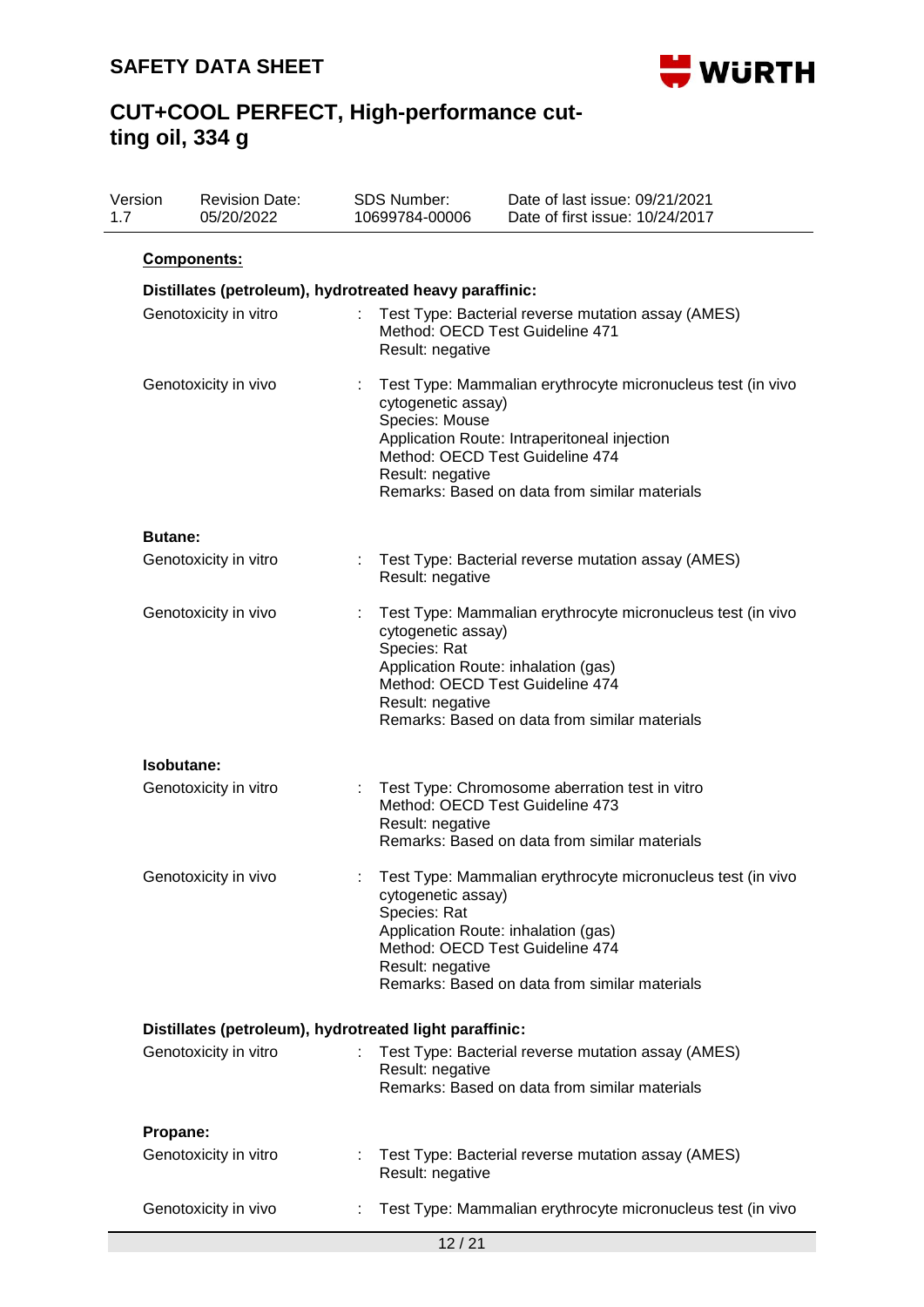**Components:**

**Distillates (petroleum), hydrotreated heavy paraffinic:**

Genotoxicity in vitro : Test Type: Bacterial reverse mutation assay (AMES)
Method: OECD Test Guideline 471
Result: negative

Genotoxicity in vivo : Test Type: Mammalian erythrocyte micronucleus test (in vivo cytogenetic assay)
Species: Mouse
Application Route: Intraperitoneal injection
Method: OECD Test Guideline 474
Result: negative
Remarks: Based on data from similar materials

**Butane:**

Genotoxicity in vitro : Test Type: Bacterial reverse mutation assay (AMES)
Result: negative

Genotoxicity in vivo : Test Type: Mammalian erythrocyte micronucleus test (in vivo cytogenetic assay)
Species: Rat
Application Route: inhalation (gas)
Method: OECD Test Guideline 474
Result: negative
Remarks: Based on data from similar materials

**Isobutane:**

Genotoxicity in vitro : Test Type: Chromosome aberration test in vitro
Method: OECD Test Guideline 473
Result: negative
Remarks: Based on data from similar materials

Genotoxicity in vivo : Test Type: Mammalian erythrocyte micronucleus test (in vivo cytogenetic assay)
Species: Rat
Application Route: inhalation (gas)
Method: OECD Test Guideline 474
Result: negative
Remarks: Based on data from similar materials

**Distillates (petroleum), hydrotreated light paraffinic:**

Genotoxicity in vitro : Test Type: Bacterial reverse mutation assay (AMES)
Result: negative
Remarks: Based on data from similar materials

**Propane:**

Genotoxicity in vitro : Test Type: Bacterial reverse mutation assay (AMES)
Result: negative

Genotoxicity in vivo : Test Type: Mammalian erythrocyte micronucleus test (in vivo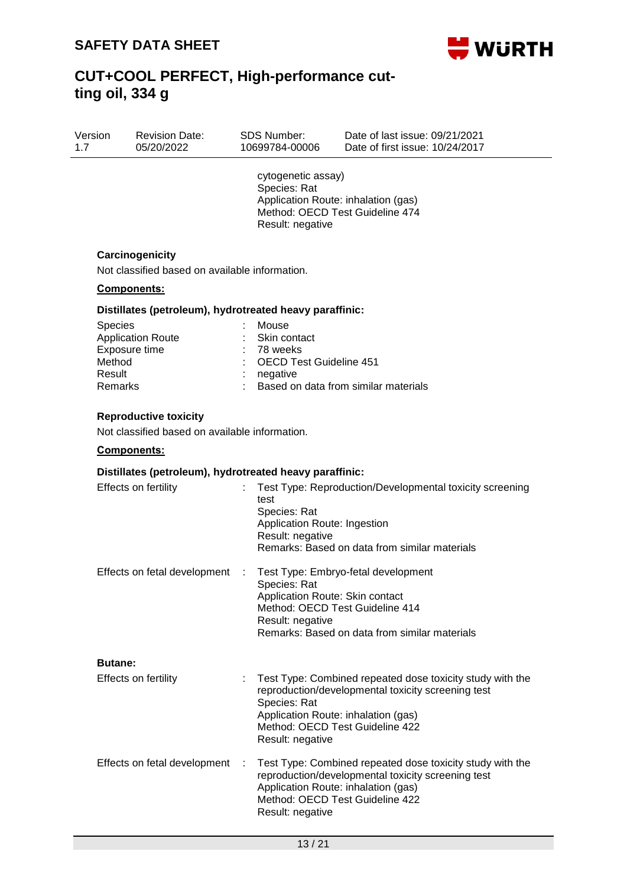cytogenetic assay)
Species: Rat
Application Route: inhalation (gas)
Method: OECD Test Guideline 474
Result: negative

**Carcinogenicity**

Not classified based on available information.

**Components:**

**Distillates (petroleum), hydrotreated heavy paraffinic:**

| | | |
|---|---|---|
| Species | : | Mouse |
| Application Route | : | Skin contact |
| Exposure time | : | 78 weeks |
| Method | : | OECD Test Guideline 451 |
| Result | : | negative |
| Remarks | : | Based on data from similar materials |

**Reproductive toxicity**

Not classified based on available information.

**Components:**

**Distillates (petroleum), hydrotreated heavy paraffinic:**

Effects on fertility : Test Type: Reproduction/Developmental toxicity screening test
Species: Rat
Application Route: Ingestion
Result: negative
Remarks: Based on data from similar materials

Effects on fetal development : Test Type: Embryo-fetal development
Species: Rat
Application Route: Skin contact
Method: OECD Test Guideline 414
Result: negative
Remarks: Based on data from similar materials

**Butane:**

Effects on fertility : Test Type: Combined repeated dose toxicity study with the reproduction/developmental toxicity screening test
Species: Rat
Application Route: inhalation (gas)
Method: OECD Test Guideline 422
Result: negative

Effects on fetal development : Test Type: Combined repeated dose toxicity study with the reproduction/developmental toxicity screening test
Application Route: inhalation (gas)
Method: OECD Test Guideline 422
Result: negative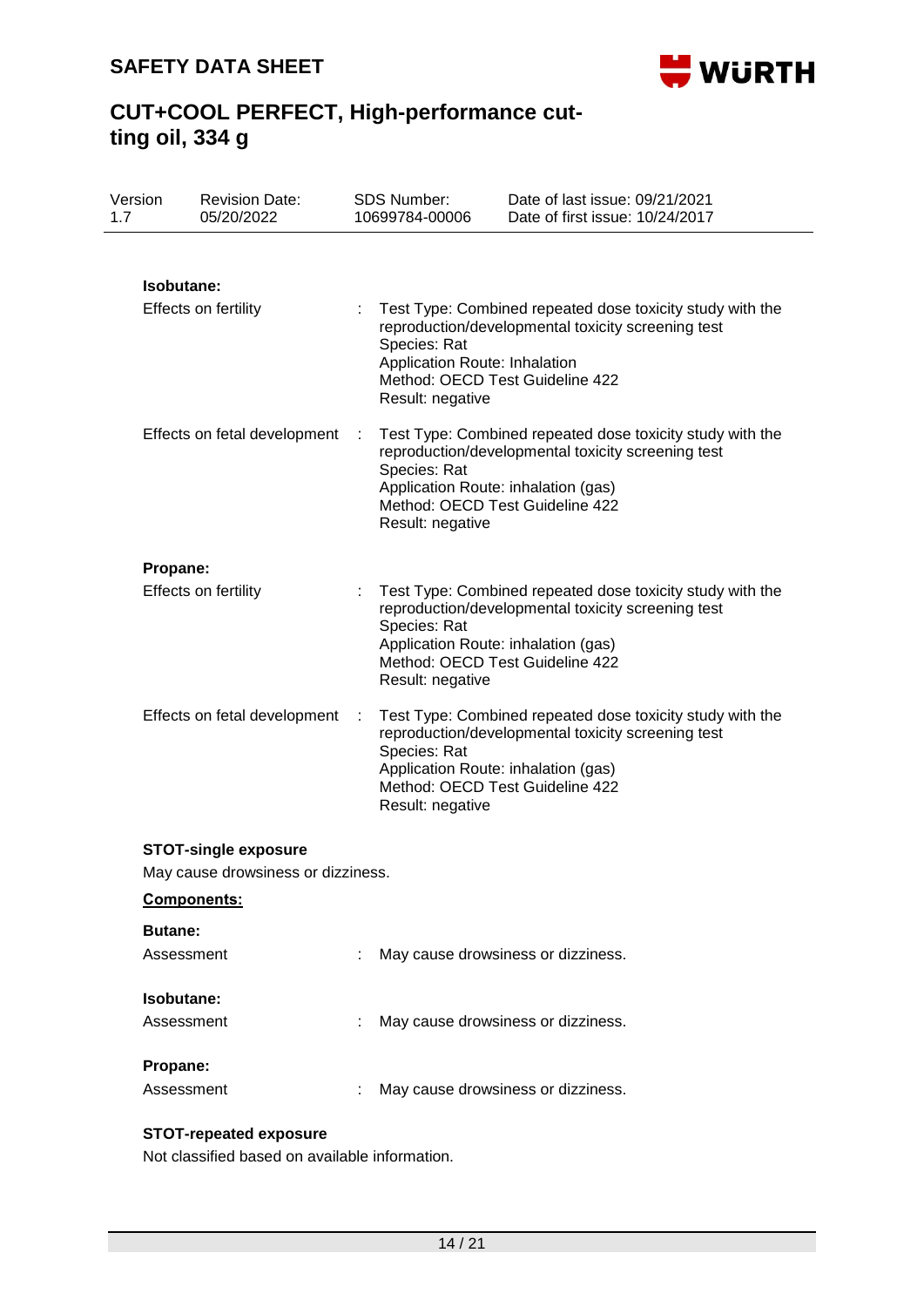**Isobutane:**

| | | |
|---|---|---|
| Effects on fertility | : | Test Type: Combined repeated dose toxicity study with the reproduction/developmental toxicity screening test<br>Species: Rat<br>Application Route: Inhalation<br>Method: OECD Test Guideline 422<br>Result: negative |
| Effects on fetal development | : | Test Type: Combined repeated dose toxicity study with the reproduction/developmental toxicity screening test<br>Species: Rat<br>Application Route: inhalation (gas)<br>Method: OECD Test Guideline 422<br>Result: negative |

**Propane:**

| | | |
|---|---|---|
| Effects on fertility | : | Test Type: Combined repeated dose toxicity study with the reproduction/developmental toxicity screening test<br>Species: Rat<br>Application Route: inhalation (gas)<br>Method: OECD Test Guideline 422<br>Result: negative |
| Effects on fetal development | : | Test Type: Combined repeated dose toxicity study with the reproduction/developmental toxicity screening test<br>Species: Rat<br>Application Route: inhalation (gas)<br>Method: OECD Test Guideline 422<br>Result: negative |

### STOT-single exposure

May cause drowsiness or dizziness.

**Components:**

**Butane:**

Assessment : May cause drowsiness or dizziness.

**Isobutane:**

Assessment : May cause drowsiness or dizziness.

**Propane:**

Assessment : May cause drowsiness or dizziness.

### STOT-repeated exposure

Not classified based on available information.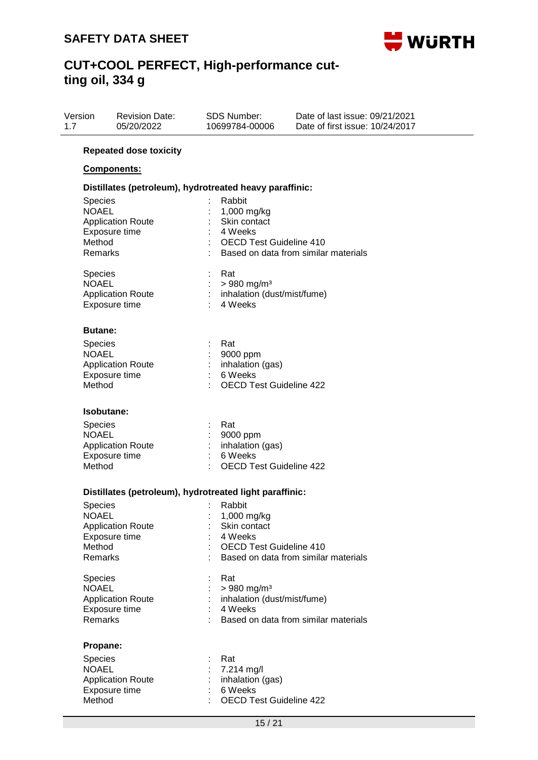**Repeated dose toxicity**

**Components:**

**Distillates (petroleum), hydrotreated heavy paraffinic:**

| | | |
|---|---|---|
| Species | : | Rabbit |
| NOAEL | : | 1,000 mg/kg |
| Application Route | : | Skin contact |
| Exposure time | : | 4 Weeks |
| Method | : | OECD Test Guideline 410 |
| Remarks | : | Based on data from similar materials |

| | | |
|---|---|---|
| Species | : | Rat |
| NOAEL | : | > 980 mg/m³ |
| Application Route | : | inhalation (dust/mist/fume) |
| Exposure time | : | 4 Weeks |

**Butane:**

| | | |
|---|---|---|
| Species | : | Rat |
| NOAEL | : | 9000 ppm |
| Application Route | : | inhalation (gas) |
| Exposure time | : | 6 Weeks |
| Method | : | OECD Test Guideline 422 |

**Isobutane:**

| | | |
|---|---|---|
| Species | : | Rat |
| NOAEL | : | 9000 ppm |
| Application Route | : | inhalation (gas) |
| Exposure time | : | 6 Weeks |
| Method | : | OECD Test Guideline 422 |

**Distillates (petroleum), hydrotreated light paraffinic:**

| | | |
|---|---|---|
| Species | : | Rabbit |
| NOAEL | : | 1,000 mg/kg |
| Application Route | : | Skin contact |
| Exposure time | : | 4 Weeks |
| Method | : | OECD Test Guideline 410 |
| Remarks | : | Based on data from similar materials |

| | | |
|---|---|---|
| Species | : | Rat |
| NOAEL | : | > 980 mg/m³ |
| Application Route | : | inhalation (dust/mist/fume) |
| Exposure time | : | 4 Weeks |
| Remarks | : | Based on data from similar materials |

**Propane:**

| | | |
|---|---|---|
| Species | : | Rat |
| NOAEL | : | 7.214 mg/l |
| Application Route | : | inhalation (gas) |
| Exposure time | : | 6 Weeks |
| Method | : | OECD Test Guideline 422 |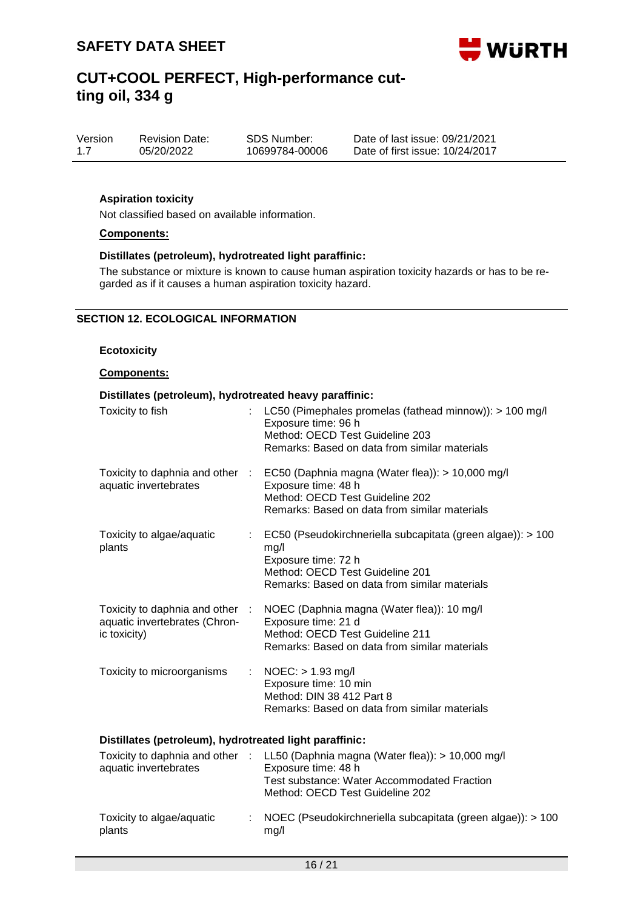**Aspiration toxicity**

Not classified based on available information.

**Components:**

**Distillates (petroleum), hydrotreated light paraffinic:**

The substance or mixture is known to cause human aspiration toxicity hazards or has to be regarded as if it causes a human aspiration toxicity hazard.

## SECTION 12. ECOLOGICAL INFORMATION

**Ecotoxicity**

**Components:**

**Distillates (petroleum), hydrotreated heavy paraffinic:**

| | | |
|---|---|---|
| Toxicity to fish | : | LC50 (Pimephales promelas (fathead minnow)): > 100 mg/l<br>Exposure time: 96 h<br>Method: OECD Test Guideline 203<br>Remarks: Based on data from similar materials |
| Toxicity to daphnia and other aquatic invertebrates | : | EC50 (Daphnia magna (Water flea)): > 10,000 mg/l<br>Exposure time: 48 h<br>Method: OECD Test Guideline 202<br>Remarks: Based on data from similar materials |
| Toxicity to algae/aquatic plants | : | EC50 (Pseudokirchneriella subcapitata (green algae)): > 100 mg/l<br>Exposure time: 72 h<br>Method: OECD Test Guideline 201<br>Remarks: Based on data from similar materials |
| Toxicity to daphnia and other aquatic invertebrates (Chronic toxicity) | : | NOEC (Daphnia magna (Water flea)): 10 mg/l<br>Exposure time: 21 d<br>Method: OECD Test Guideline 211<br>Remarks: Based on data from similar materials |
| Toxicity to microorganisms | : | NOEC: > 1.93 mg/l<br>Exposure time: 10 min<br>Method: DIN 38 412 Part 8<br>Remarks: Based on data from similar materials |

**Distillates (petroleum), hydrotreated light paraffinic:**

| | | |
|---|---|---|
| Toxicity to daphnia and other aquatic invertebrates | : | LL50 (Daphnia magna (Water flea)): > 10,000 mg/l<br>Exposure time: 48 h<br>Test substance: Water Accommodated Fraction<br>Method: OECD Test Guideline 202 |
| Toxicity to algae/aquatic plants | : | NOEC (Pseudokirchneriella subcapitata (green algae)): > 100 mg/l |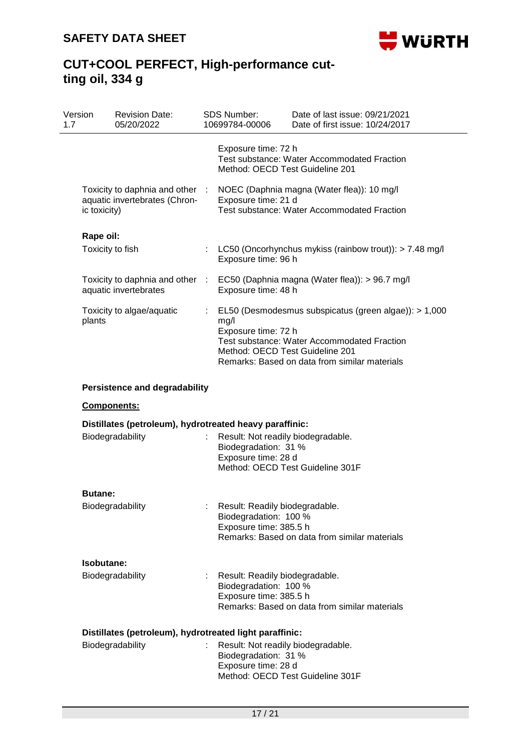Exposure time: 72 h
Test substance: Water Accommodated Fraction
Method: OECD Test Guideline 201

Toxicity to daphnia and other aquatic invertebrates (Chronic toxicity) : NOEC (Daphnia magna (Water flea)): 10 mg/l
Exposure time: 21 d
Test substance: Water Accommodated Fraction

**Rape oil:**

Toxicity to fish : LC50 (Oncorhynchus mykiss (rainbow trout)): > 7.48 mg/l
Exposure time: 96 h

Toxicity to daphnia and other aquatic invertebrates : EC50 (Daphnia magna (Water flea)): > 96.7 mg/l
Exposure time: 48 h

Toxicity to algae/aquatic plants : EL50 (Desmodesmus subspicatus (green algae)): > 1,000 mg/l
Exposure time: 72 h
Test substance: Water Accommodated Fraction
Method: OECD Test Guideline 201
Remarks: Based on data from similar materials

**Persistence and degradability**

**Components:**

**Distillates (petroleum), hydrotreated heavy paraffinic:**

Biodegradability : Result: Not readily biodegradable.
Biodegradation: 31 %
Exposure time: 28 d
Method: OECD Test Guideline 301F

**Butane:**

Biodegradability : Result: Readily biodegradable.
Biodegradation: 100 %
Exposure time: 385.5 h
Remarks: Based on data from similar materials

**Isobutane:**

Biodegradability : Result: Readily biodegradable.
Biodegradation: 100 %
Exposure time: 385.5 h
Remarks: Based on data from similar materials

**Distillates (petroleum), hydrotreated light paraffinic:**

Biodegradability : Result: Not readily biodegradable.
Biodegradation: 31 %
Exposure time: 28 d
Method: OECD Test Guideline 301F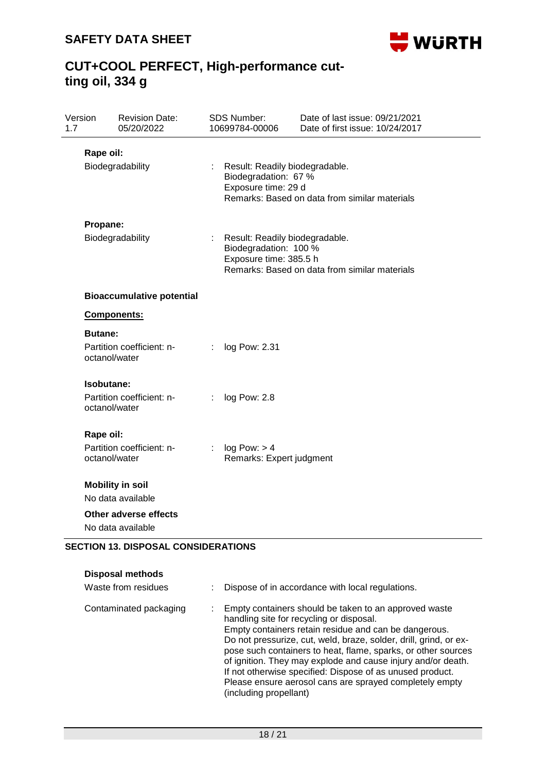**Rape oil:**

Biodegradability : Result: Readily biodegradable.
Biodegradation: 67 %
Exposure time: 29 d
Remarks: Based on data from similar materials

**Propane:**

Biodegradability : Result: Readily biodegradable.
Biodegradation: 100 %
Exposure time: 385.5 h
Remarks: Based on data from similar materials

**Bioaccumulative potential**

**Components:**

**Butane:**

Partition coefficient: n-octanol/water : log Pow: 2.31

**Isobutane:**

Partition coefficient: n-octanol/water : log Pow: 2.8

**Rape oil:**

Partition coefficient: n-octanol/water : log Pow: > 4
Remarks: Expert judgment

**Mobility in soil**

No data available

**Other adverse effects**

No data available

## SECTION 13. DISPOSAL CONSIDERATIONS

**Disposal methods**

Waste from residues : Dispose of in accordance with local regulations.

Contaminated packaging : Empty containers should be taken to an approved waste handling site for recycling or disposal.
Empty containers retain residue and can be dangerous.
Do not pressurize, cut, weld, braze, solder, drill, grind, or expose such containers to heat, flame, sparks, or other sources of ignition. They may explode and cause injury and/or death.
If not otherwise specified: Dispose of as unused product.
Please ensure aerosol cans are sprayed completely empty (including propellant)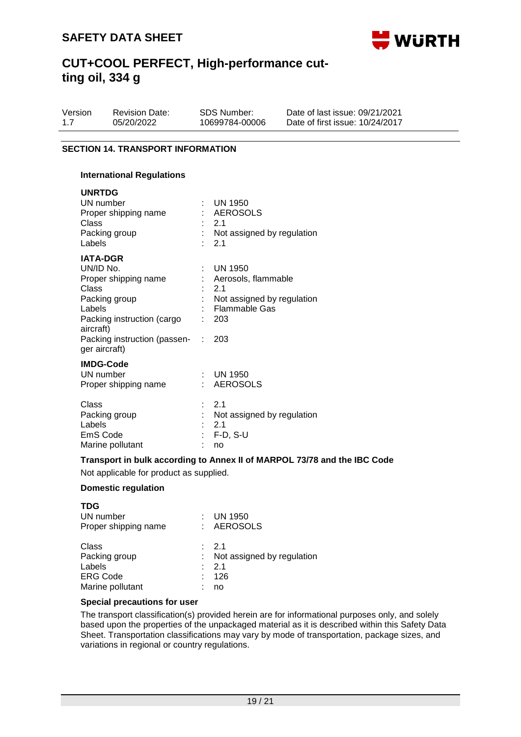## SECTION 14. TRANSPORT INFORMATION

### International Regulations

**UNRTDG**

| | | |
|---|---|---|
| UN number | : | UN 1950 |
| Proper shipping name | : | AEROSOLS |
| Class | : | 2.1 |
| Packing group | : | Not assigned by regulation |
| Labels | : | 2.1 |

**IATA-DGR**

| | | |
|---|---|---|
| UN/ID No. | : | UN 1950 |
| Proper shipping name | : | Aerosols, flammable |
| Class | : | 2.1 |
| Packing group | : | Not assigned by regulation |
| Labels | : | Flammable Gas |
| Packing instruction (cargo aircraft) | : | 203 |
| Packing instruction (passenger aircraft) | : | 203 |

**IMDG-Code**

| | | |
|---|---|---|
| UN number | : | UN 1950 |
| Proper shipping name | : | AEROSOLS |
| Class | : | 2.1 |
| Packing group | : | Not assigned by regulation |
| Labels | : | 2.1 |
| EmS Code | : | F-D, S-U |
| Marine pollutant | : | no |

**Transport in bulk according to Annex II of MARPOL 73/78 and the IBC Code**

Not applicable for product as supplied.

### Domestic regulation

**TDG**

| | | |
|---|---|---|
| UN number | : | UN 1950 |
| Proper shipping name | : | AEROSOLS |
| Class | : | 2.1 |
| Packing group | : | Not assigned by regulation |
| Labels | : | 2.1 |
| ERG Code | : | 126 |
| Marine pollutant | : | no |

**Special precautions for user**

The transport classification(s) provided herein are for informational purposes only, and solely based upon the properties of the unpackaged material as it is described within this Safety Data Sheet. Transportation classifications may vary by mode of transportation, package sizes, and variations in regional or country regulations.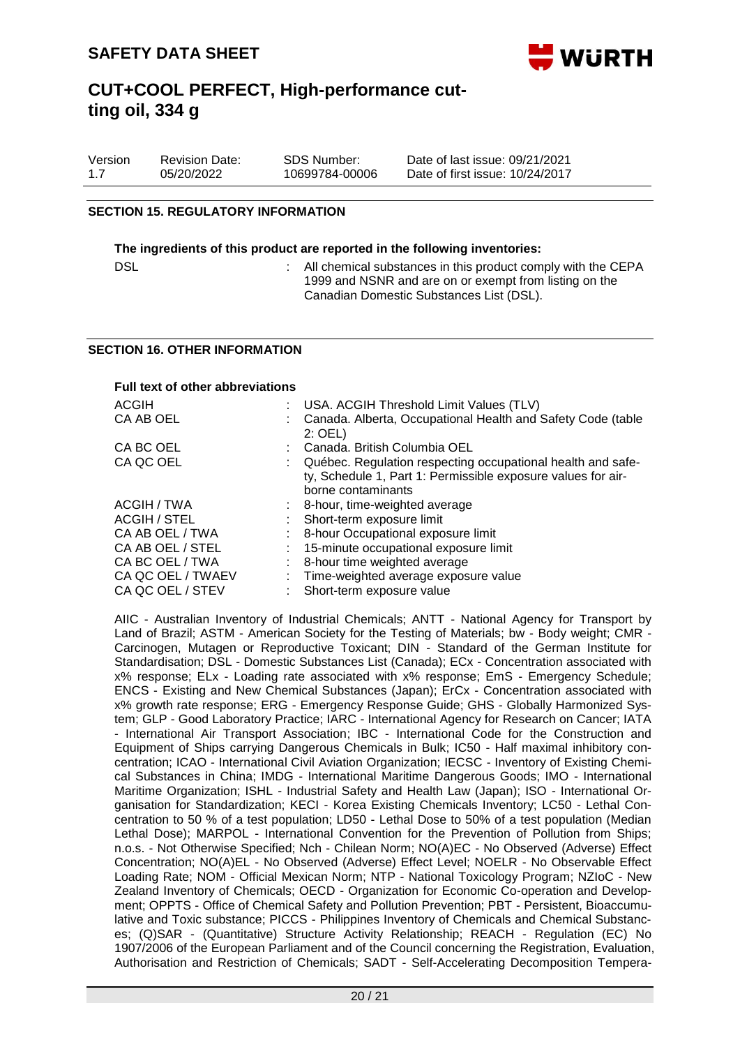## SECTION 15. REGULATORY INFORMATION

**The ingredients of this product are reported in the following inventories:**

| | |
|---|---|
| DSL | : All chemical substances in this product comply with the CEPA 1999 and NSNR and are on or exempt from listing on the Canadian Domestic Substances List (DSL). |

## SECTION 16. OTHER INFORMATION

**Full text of other abbreviations**

| | |
|---|---|
| ACGIH | : USA. ACGIH Threshold Limit Values (TLV) |
| CA AB OEL | : Canada. Alberta, Occupational Health and Safety Code (table 2: OEL) |
| CA BC OEL | : Canada. British Columbia OEL |
| CA QC OEL | : Québec. Regulation respecting occupational health and safety, Schedule 1, Part 1: Permissible exposure values for airborne contaminants |
| ACGIH / TWA | : 8-hour, time-weighted average |
| ACGIH / STEL | : Short-term exposure limit |
| CA AB OEL / TWA | : 8-hour Occupational exposure limit |
| CA AB OEL / STEL | : 15-minute occupational exposure limit |
| CA BC OEL / TWA | : 8-hour time weighted average |
| CA QC OEL / TWAEV | : Time-weighted average exposure value |
| CA QC OEL / STEV | : Short-term exposure value |

AIIC - Australian Inventory of Industrial Chemicals; ANTT - National Agency for Transport by Land of Brazil; ASTM - American Society for the Testing of Materials; bw - Body weight; CMR - Carcinogen, Mutagen or Reproductive Toxicant; DIN - Standard of the German Institute for Standardisation; DSL - Domestic Substances List (Canada); ECx - Concentration associated with x% response; ELx - Loading rate associated with x% response; EmS - Emergency Schedule; ENCS - Existing and New Chemical Substances (Japan); ErCx - Concentration associated with x% growth rate response; ERG - Emergency Response Guide; GHS - Globally Harmonized System; GLP - Good Laboratory Practice; IARC - International Agency for Research on Cancer; IATA - International Air Transport Association; IBC - International Code for the Construction and Equipment of Ships carrying Dangerous Chemicals in Bulk; IC50 - Half maximal inhibitory concentration; ICAO - International Civil Aviation Organization; IECSC - Inventory of Existing Chemical Substances in China; IMDG - International Maritime Dangerous Goods; IMO - International Maritime Organization; ISHL - Industrial Safety and Health Law (Japan); ISO - International Organisation for Standardization; KECI - Korea Existing Chemicals Inventory; LC50 - Lethal Concentration to 50 % of a test population; LD50 - Lethal Dose to 50% of a test population (Median Lethal Dose); MARPOL - International Convention for the Prevention of Pollution from Ships; n.o.s. - Not Otherwise Specified; Nch - Chilean Norm; NO(A)EC - No Observed (Adverse) Effect Concentration; NO(A)EL - No Observed (Adverse) Effect Level; NOELR - No Observable Effect Loading Rate; NOM - Official Mexican Norm; NTP - National Toxicology Program; NZIoC - New Zealand Inventory of Chemicals; OECD - Organization for Economic Co-operation and Development; OPPTS - Office of Chemical Safety and Pollution Prevention; PBT - Persistent, Bioaccumulative and Toxic substance; PICCS - Philippines Inventory of Chemicals and Chemical Substances; (Q)SAR - (Quantitative) Structure Activity Relationship; REACH - Regulation (EC) No 1907/2006 of the European Parliament and of the Council concerning the Registration, Evaluation, Authorisation and Restriction of Chemicals; SADT - Self-Accelerating Decomposition Tempera-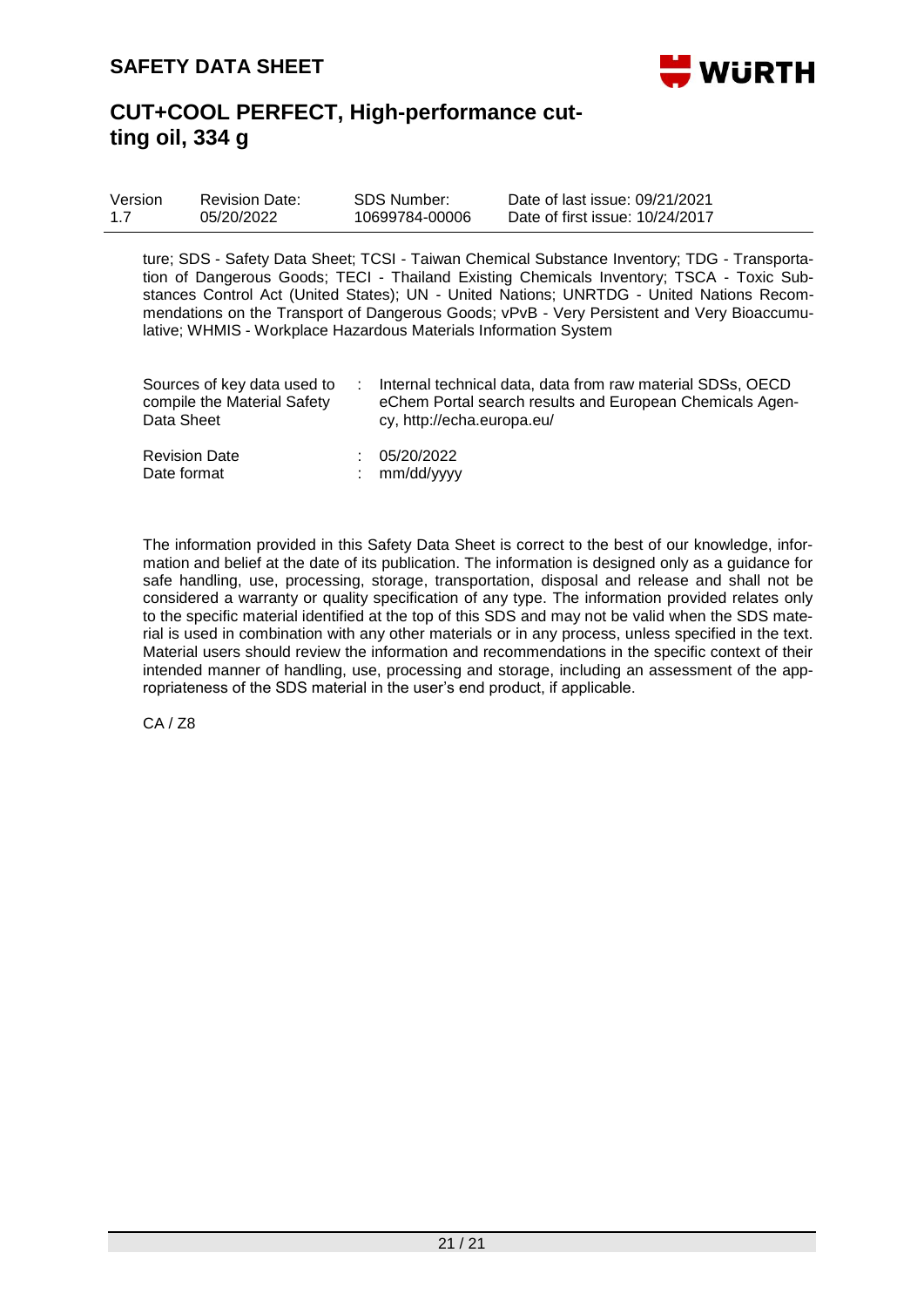ture; SDS - Safety Data Sheet; TCSI - Taiwan Chemical Substance Inventory; TDG - Transportation of Dangerous Goods; TECI - Thailand Existing Chemicals Inventory; TSCA - Toxic Substances Control Act (United States); UN - United Nations; UNRTDG - United Nations Recommendations on the Transport of Dangerous Goods; vPvB - Very Persistent and Very Bioaccumulative; WHMIS - Workplace Hazardous Materials Information System

| | | |
|---|---|---|
| Sources of key data used to compile the Material Safety Data Sheet | : | Internal technical data, data from raw material SDSs, OECD eChem Portal search results and European Chemicals Agency, http://echa.europa.eu/ |
| Revision Date | : | 05/20/2022 |
| Date format | : | mm/dd/yyyy |

The information provided in this Safety Data Sheet is correct to the best of our knowledge, information and belief at the date of its publication. The information is designed only as a guidance for safe handling, use, processing, storage, transportation, disposal and release and shall not be considered a warranty or quality specification of any type. The information provided relates only to the specific material identified at the top of this SDS and may not be valid when the SDS material is used in combination with any other materials or in any process, unless specified in the text. Material users should review the information and recommendations in the specific context of their intended manner of handling, use, processing and storage, including an assessment of the appropriateness of the SDS material in the user's end product, if applicable.

CA / Z8